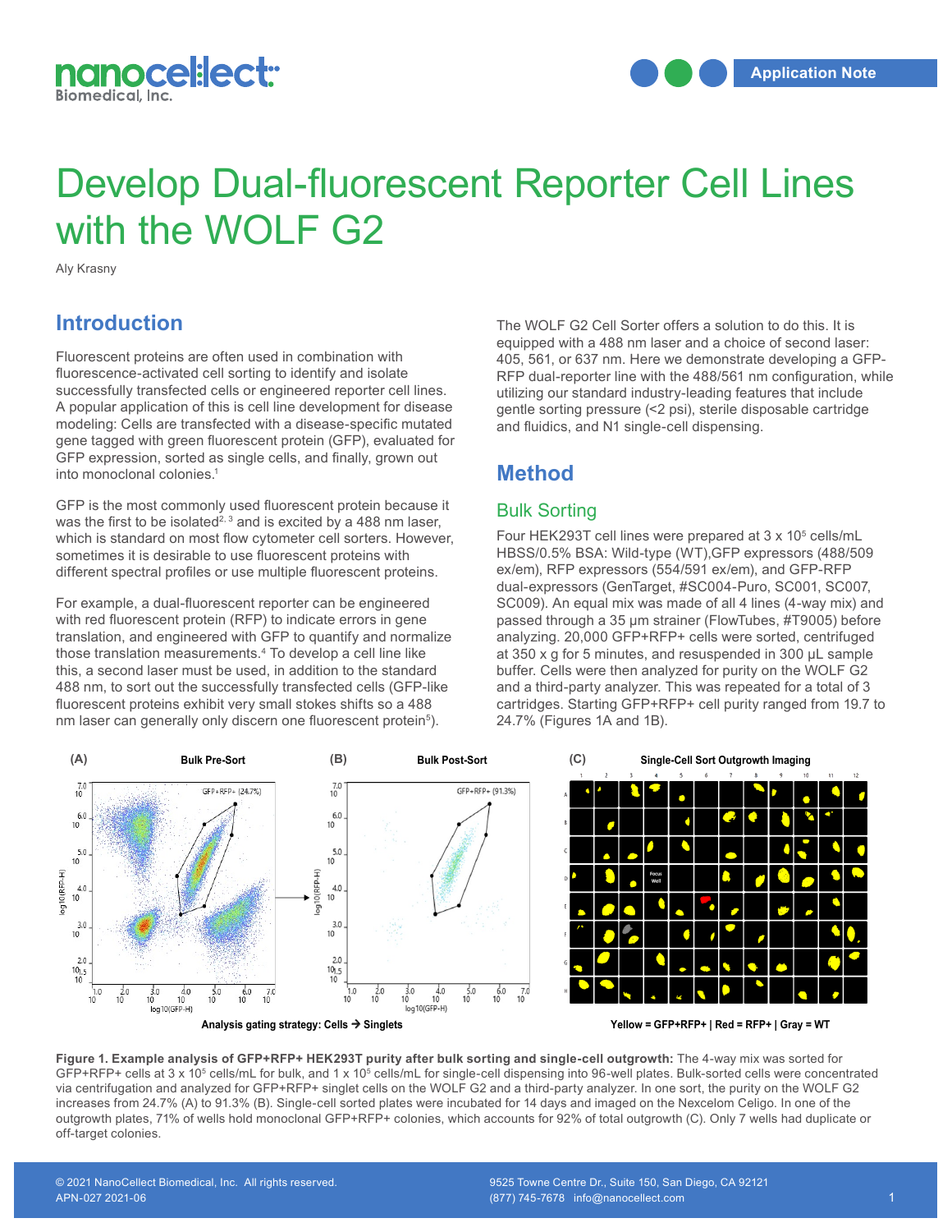# Develop Dual-fluorescent Reporter Cell Lines with the WOLF G2

Aly Krasny

## Introduction

Fluorescent proteins are often used in combination with fluorescence-activated cell sorting to identify and isolate successfully transfected cells or engineered reporter cell lines. A popular application of this is cell line development for disease modeling: Cells are transfected with a disease-specific mutated gene tagged with green fluorescent protein (GFP), evaluated for GFP expression, sorted as single cells, and finally, grown out into monoclonal colonies.[1]

GFP is the most commonly used fluorescent protein because it was the first to be isolated[2, 3] and is excited by a 488 nm laser, which is standard on most flow cytometer cell sorters. However, sometimes it is desirable to use fluorescent proteins with different spectral profiles or use multiple fluorescent proteins.

For example, a dual-fluorescent reporter can be engineered with red fluorescent protein (RFP) to indicate errors in gene translation, and engineered with GFP to quantify and normalize those translation measurements.[4] To develop a cell line like this, a second laser must be used, in addition to the standard 488 nm, to sort out the successfully transfected cells (GFP-like fluorescent proteins exhibit very small stokes shifts so a 488 nm laser can generally only discern one fluorescent protein[5]).

The WOLF G2 Cell Sorter offers a solution to do this. It is equipped with a 488 nm laser and a choice of second laser: 405, 561, or 637 nm. Here we demonstrate developing a GFP-RFP dual-reporter line with the 488/561 nm configuration, while utilizing our standard industry-leading features that include gentle sorting pressure (<2 psi), sterile disposable cartridge and fluidics, and N1 single-cell dispensing.

## Method

### Bulk Sorting

Four HEK293T cell lines were prepared at 3 x $10^5$ cells/mL HBSS/0.5% BSA: Wild-type (WT),GFP expressors (488/509 ex/em), RFP expressors (554/591 ex/em), and GFP-RFP dual-expressors (GenTarget, #SC004-Puro, SC001, SC007, SC009). An equal mix was made of all 4 lines (4-way mix) and passed through a 35 µm strainer (FlowTubes, #T9005) before analyzing. 20,000 GFP+RFP+ cells were sorted, centrifuged at 350 x g for 5 minutes, and resuspended in 300 µL sample buffer. Cells were then analyzed for purity on the WOLF G2 and a third-party analyzer. This was repeated for a total of 3 cartridges. Starting GFP+RFP+ cell purity ranged from 19.7 to 24.7% (Figures 1A and 1B).

**Figure 1. Example analysis of GFP+RFP+ HEK293T purity after bulk sorting and single-cell outgrowth:** The 4-way mix was sorted for GFP+RFP+ cells at 3 x $10^5$ cells/mL for bulk, and 1 x $10^5$ cells/mL for single-cell dispensing into 96-well plates. Bulk-sorted cells were concentrated via centrifugation and analyzed for GFP+RFP+ singlet cells on the WOLF G2 and a third-party analyzer. In one sort, the purity on the WOLF G2 increases from 24.7% (A) to 91.3% (B). Single-cell sorted plates were incubated for 14 days and imaged on the Nexcelom Celigo. In one of the outgrowth plates, 71% of wells hold monoclonal GFP+RFP+ colonies, which accounts for 92% of total outgrowth (C). Only 7 wells had duplicate or off-target colonies.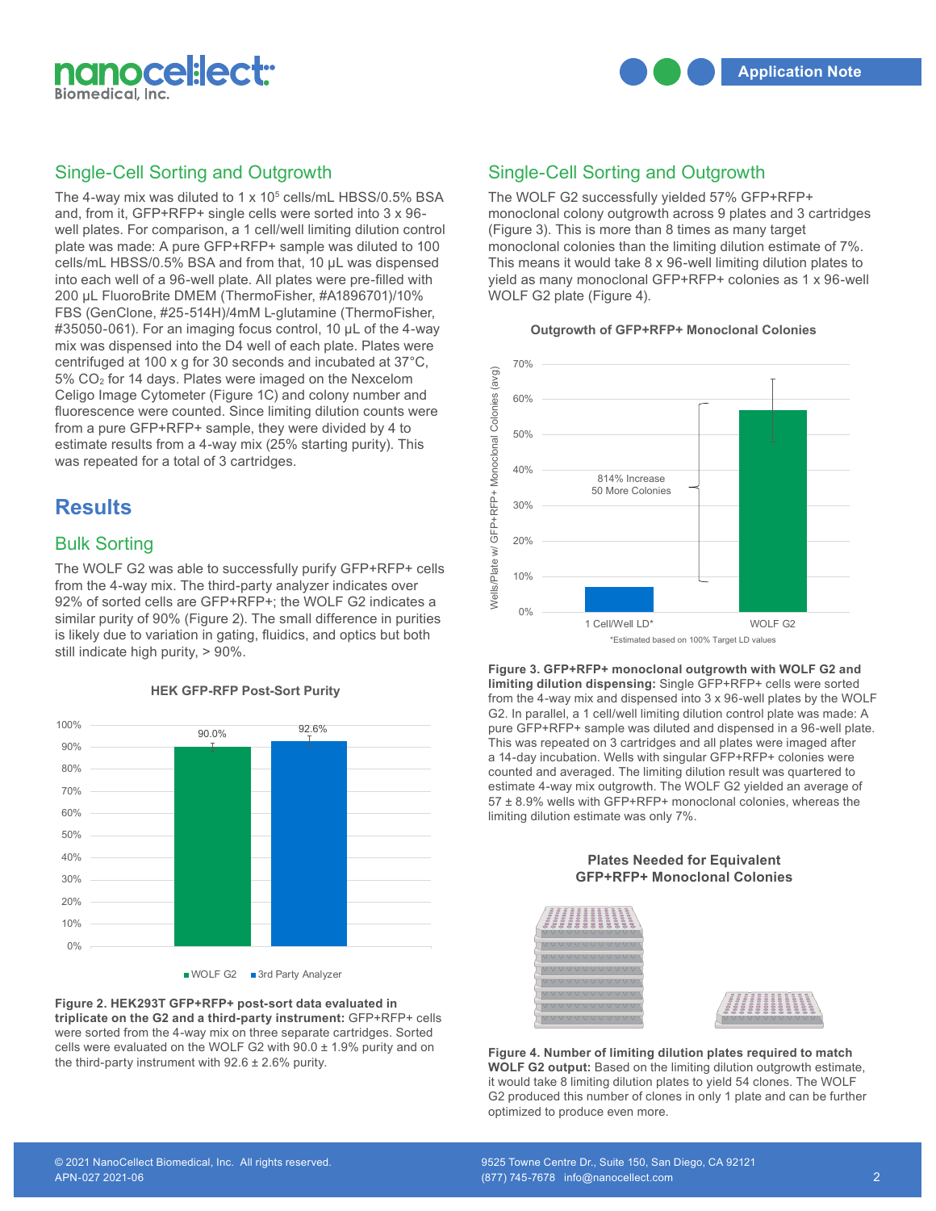## Single-Cell Sorting and Outgrowth

The 4-way mix was diluted to 1 x $10^5$ cells/mL HBSS/0.5% BSA and, from it, GFP+RFP+ single cells were sorted into 3 x 96-well plates. For comparison, a 1 cell/well limiting dilution control plate was made: A pure GFP+RFP+ sample was diluted to 100 cells/mL HBSS/0.5% BSA and from that, 10 µL was dispensed into each well of a 96-well plate. All plates were pre-filled with 200 µL FluoroBrite DMEM (ThermoFisher, #A1896701)/10% FBS (GenClone, #25-514H)/4mM L-glutamine (ThermoFisher, #35050-061). For an imaging focus control, 10 µL of the 4-way mix was dispensed into the D4 well of each plate. Plates were centrifuged at 100 x g for 30 seconds and incubated at 37°C, 5% $CO_2$ for 14 days. Plates were imaged on the Nexcelom Celigo Image Cytometer (Figure 1C) and colony number and fluorescence were counted. Since limiting dilution counts were from a pure GFP+RFP+ sample, they were divided by 4 to estimate results from a 4-way mix (25% starting purity). This was repeated for a total of 3 cartridges.

# Results

## Bulk Sorting

The WOLF G2 was able to successfully purify GFP+RFP+ cells from the 4-way mix. The third-party analyzer indicates over 92% of sorted cells are GFP+RFP+; the WOLF G2 indicates a similar purity of 90% (Figure 2). The small difference in purities is likely due to variation in gating, fluidics, and optics but both still indicate high purity, > 90%.

**HEK GFP-RFP Post-Sort Purity**

| | WOLF G2 | 3rd Party Analyzer |
|---|---|---|
| Purity | 90.0% | 92.6% |

**Figure 2. HEK293T GFP+RFP+ post-sort data evaluated in triplicate on the G2 and a third-party instrument:** GFP+RFP+ cells were sorted from the 4-way mix on three separate cartridges. Sorted cells were evaluated on the WOLF G2 with 90.0 ± 1.9% purity and on the third-party instrument with 92.6 ± 2.6% purity.

## Single-Cell Sorting and Outgrowth

The WOLF G2 successfully yielded 57% GFP+RFP+ monoclonal colony outgrowth across 9 plates and 3 cartridges (Figure 3). This is more than 8 times as many target monoclonal colonies than the limiting dilution estimate of 7%. This means it would take 8 x 96-well limiting dilution plates to yield as many monoclonal GFP+RFP+ colonies as 1 x 96-well WOLF G2 plate (Figure 4).

**Outgrowth of GFP+RFP+ Monoclonal Colonies**

| | 1 Cell/Well LD* | WOLF G2 |
|---|---|---|
| Wells/Plate w/ GFP+RFP+ Monoclonal Colonies (avg) | 7% | 57% |

814% Increase, 50 More Colonies

*Estimated based on 100% Target LD values

**Figure 3. GFP+RFP+ monoclonal outgrowth with WOLF G2 and limiting dilution dispensing:** Single GFP+RFP+ cells were sorted from the 4-way mix and dispensed into 3 x 96-well plates by the WOLF G2. In parallel, a 1 cell/well limiting dilution control plate was made: A pure GFP+RFP+ sample was diluted and dispensed in a 96-well plate. This was repeated on 3 cartridges and all plates were imaged after a 14-day incubation. Wells with singular GFP+RFP+ colonies were counted and averaged. The limiting dilution result was quartered to estimate 4-way mix outgrowth. The WOLF G2 yielded an average of 57 ± 8.9% wells with GFP+RFP+ monoclonal colonies, whereas the limiting dilution estimate was only 7%.

**Plates Needed for Equivalent GFP+RFP+ Monoclonal Colonies**

**Figure 4. Number of limiting dilution plates required to match WOLF G2 output:** Based on the limiting dilution outgrowth estimate, it would take 8 limiting dilution plates to yield 54 clones. The WOLF G2 produced this number of clones in only 1 plate and can be further optimized to produce even more.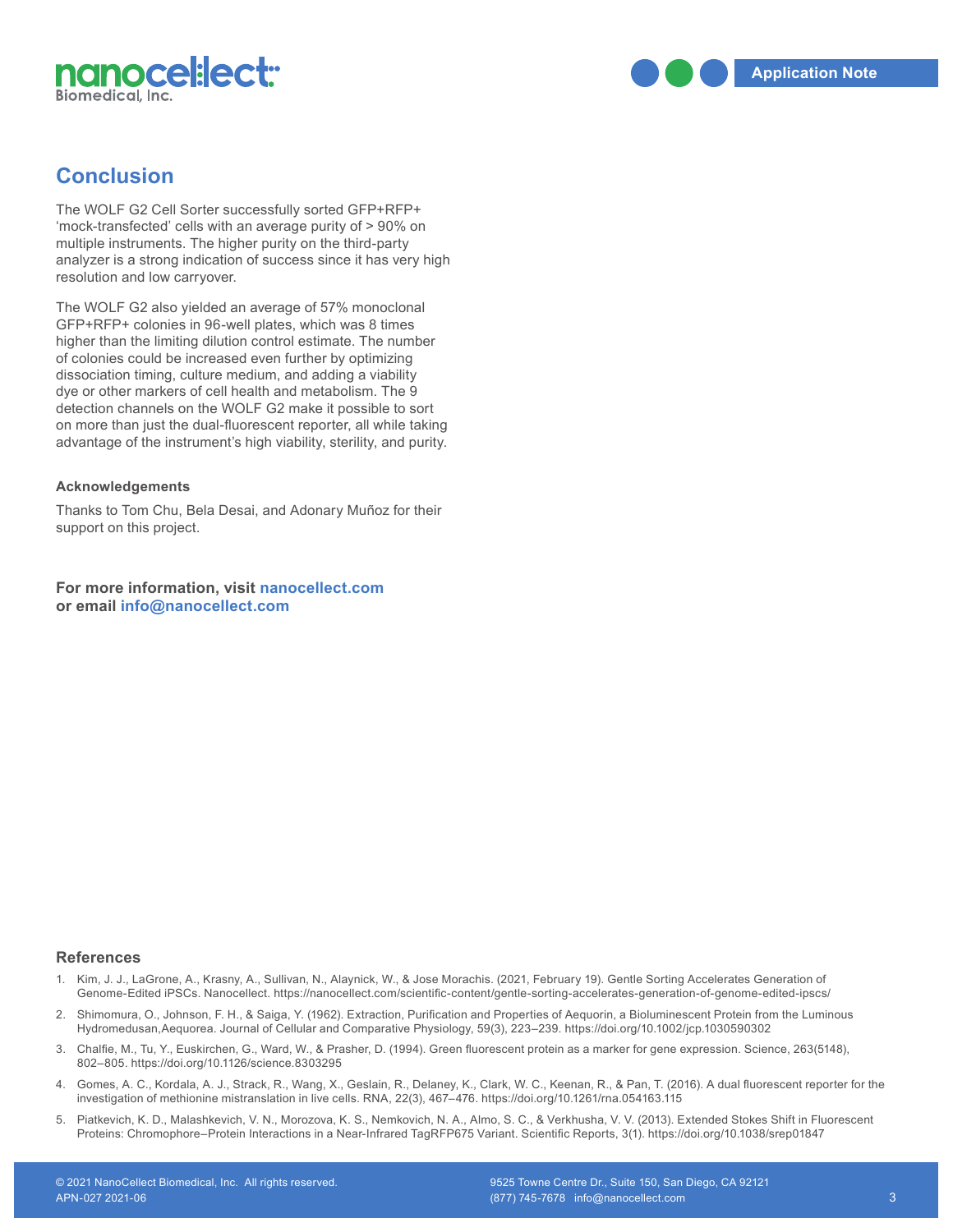## Conclusion

The WOLF G2 Cell Sorter successfully sorted GFP+RFP+ 'mock-transfected' cells with an average purity of > 90% on multiple instruments. The higher purity on the third-party analyzer is a strong indication of success since it has very high resolution and low carryover.

The WOLF G2 also yielded an average of 57% monoclonal GFP+RFP+ colonies in 96-well plates, which was 8 times higher than the limiting dilution control estimate. The number of colonies could be increased even further by optimizing dissociation timing, culture medium, and adding a viability dye or other markers of cell health and metabolism. The 9 detection channels on the WOLF G2 make it possible to sort on more than just the dual-fluorescent reporter, all while taking advantage of the instrument's high viability, sterility, and purity.

### Acknowledgements

Thanks to Tom Chu, Bela Desai, and Adonary Muñoz for their support on this project.

**For more information, visit nanocellect.com or email info@nanocellect.com**

### References

1. Kim, J. J., LaGrone, A., Krasny, A., Sullivan, N., Alaynick, W., & Jose Morachis. (2021, February 19). Gentle Sorting Accelerates Generation of Genome-Edited iPSCs. Nanocellect. https://nanocellect.com/scientific-content/gentle-sorting-accelerates-generation-of-genome-edited-ipscs/
2. Shimomura, O., Johnson, F. H., & Saiga, Y. (1962). Extraction, Purification and Properties of Aequorin, a Bioluminescent Protein from the Luminous Hydromedusan,Aequorea. Journal of Cellular and Comparative Physiology, 59(3), 223–239. https://doi.org/10.1002/jcp.1030590302
3. Chalfie, M., Tu, Y., Euskirchen, G., Ward, W., & Prasher, D. (1994). Green fluorescent protein as a marker for gene expression. Science, 263(5148), 802–805. https://doi.org/10.1126/science.8303295
4. Gomes, A. C., Kordala, A. J., Strack, R., Wang, X., Geslain, R., Delaney, K., Clark, W. C., Keenan, R., & Pan, T. (2016). A dual fluorescent reporter for the investigation of methionine mistranslation in live cells. RNA, 22(3), 467–476. https://doi.org/10.1261/rna.054163.115
5. Piatkevich, K. D., Malashkevich, V. N., Morozova, K. S., Nemkovich, N. A., Almo, S. C., & Verkhusha, V. V. (2013). Extended Stokes Shift in Fluorescent Proteins: Chromophore–Protein Interactions in a Near-Infrared TagRFP675 Variant. Scientific Reports, 3(1). https://doi.org/10.1038/srep01847